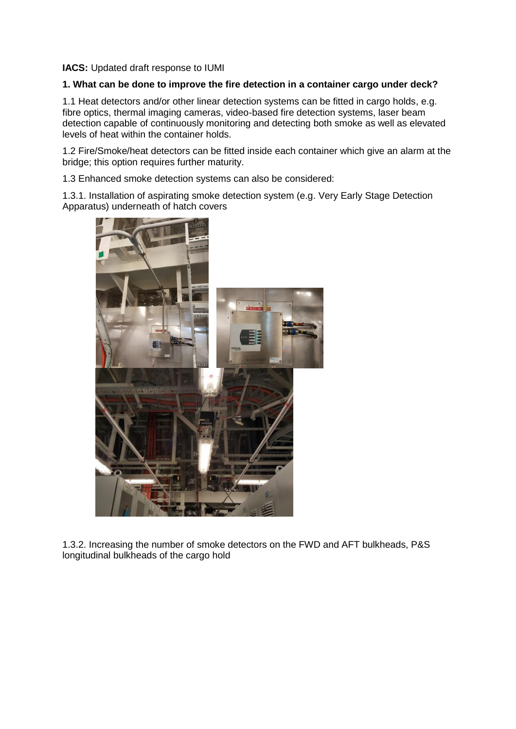**IACS:** Updated draft response to IUMI

**1. What can be done to improve the fire detection in a container cargo under deck?**

1.1 Heat detectors and/or other linear detection systems can be fitted in cargo holds, e.g. fibre optics, thermal imaging cameras, video-based fire detection systems, laser beam detection capable of continuously monitoring and detecting both smoke as well as elevated levels of heat within the container holds.

1.2 Fire/Smoke/heat detectors can be fitted inside each container which give an alarm at the bridge; this option requires further maturity.

1.3 Enhanced smoke detection systems can also be considered:

1.3.1. Installation of aspirating smoke detection system (e.g. Very Early Stage Detection Apparatus) underneath of hatch covers

1.3.2. Increasing the number of smoke detectors on the FWD and AFT bulkheads, P&S longitudinal bulkheads of the cargo hold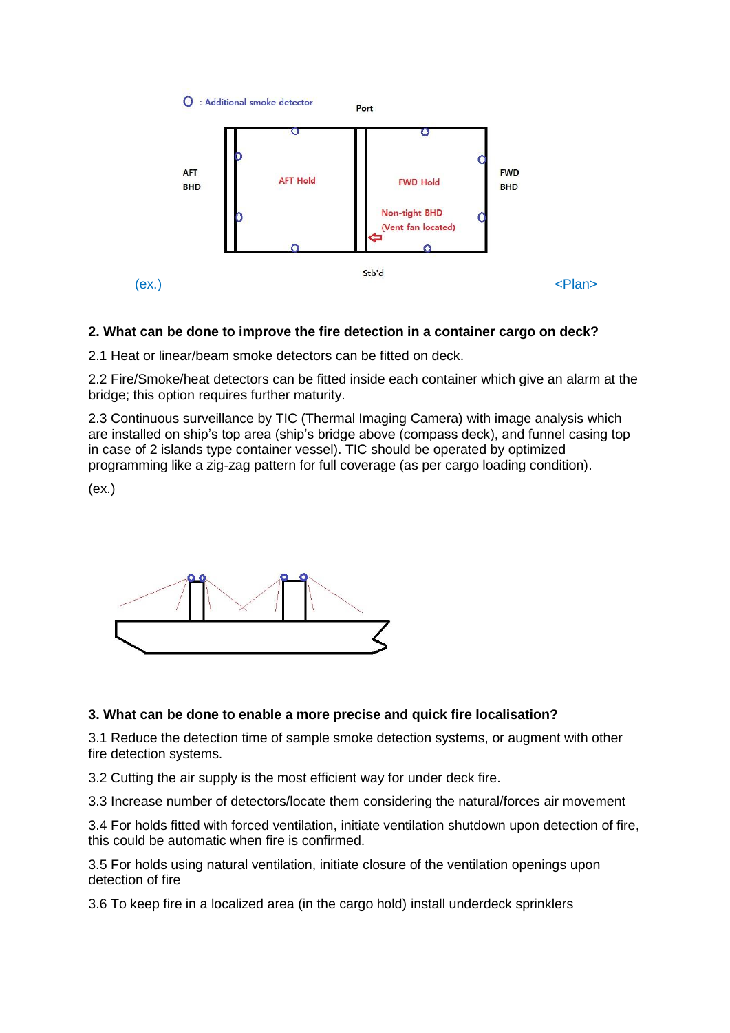(ex.)

<Plan>

## 2. What can be done to improve the fire detection in a container cargo on deck?

2.1 Heat or linear/beam smoke detectors can be fitted on deck.

2.2 Fire/Smoke/heat detectors can be fitted inside each container which give an alarm at the bridge; this option requires further maturity.

2.3 Continuous surveillance by TIC (Thermal Imaging Camera) with image analysis which are installed on ship's top area (ship's bridge above (compass deck), and funnel casing top in case of 2 islands type container vessel). TIC should be operated by optimized programming like a zig-zag pattern for full coverage (as per cargo loading condition).

(ex.)

## 3. What can be done to enable a more precise and quick fire localisation?

3.1 Reduce the detection time of sample smoke detection systems, or augment with other fire detection systems.

3.2 Cutting the air supply is the most efficient way for under deck fire.

3.3 Increase number of detectors/locate them considering the natural/forces air movement

3.4 For holds fitted with forced ventilation, initiate ventilation shutdown upon detection of fire, this could be automatic when fire is confirmed.

3.5 For holds using natural ventilation, initiate closure of the ventilation openings upon detection of fire

3.6 To keep fire in a localized area (in the cargo hold) install underdeck sprinklers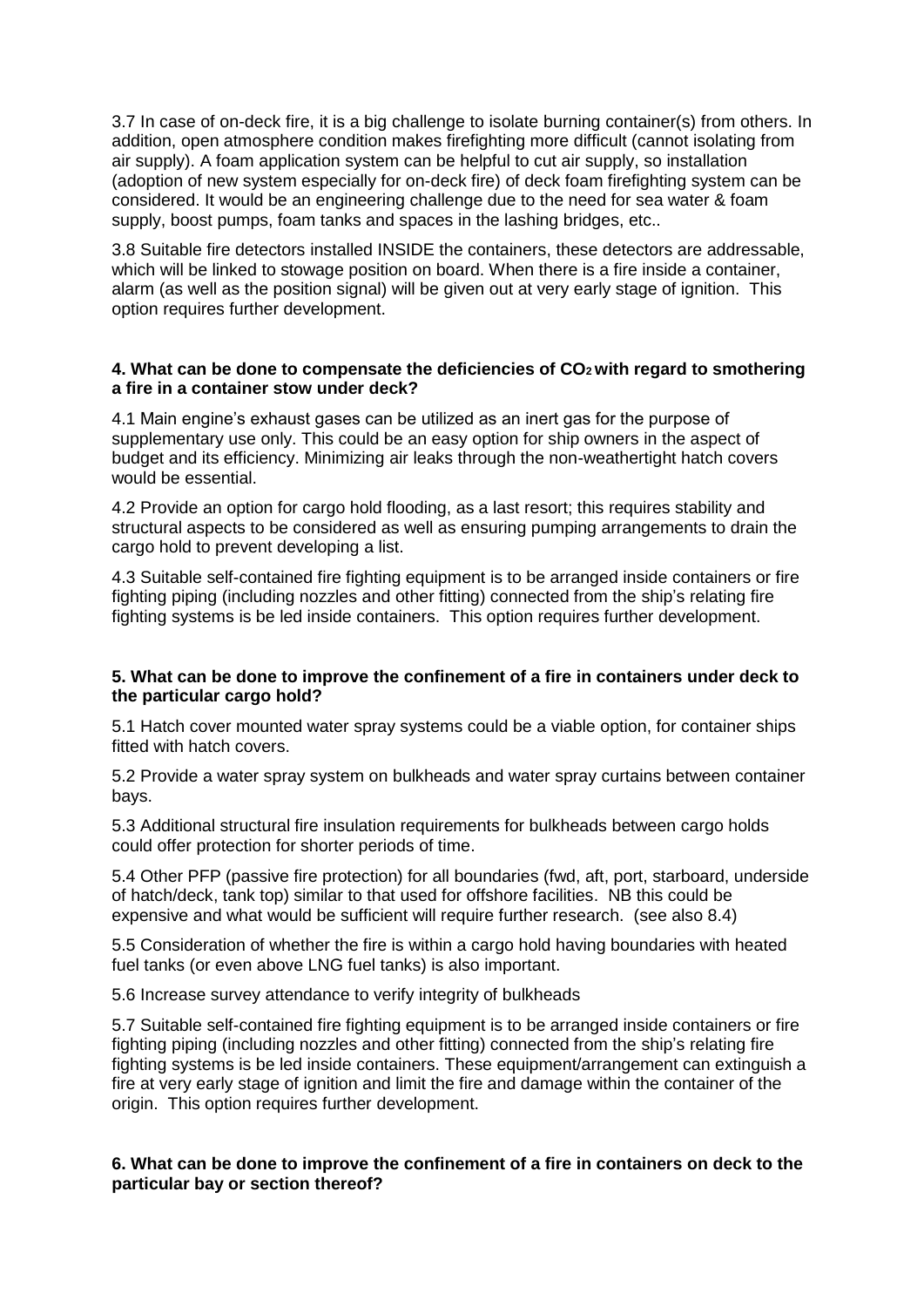3.7 In case of on-deck fire, it is a big challenge to isolate burning container(s) from others. In addition, open atmosphere condition makes firefighting more difficult (cannot isolating from air supply). A foam application system can be helpful to cut air supply, so installation (adoption of new system especially for on-deck fire) of deck foam firefighting system can be considered. It would be an engineering challenge due to the need for sea water & foam supply, boost pumps, foam tanks and spaces in the lashing bridges, etc..

3.8 Suitable fire detectors installed INSIDE the containers, these detectors are addressable, which will be linked to stowage position on board. When there is a fire inside a container, alarm (as well as the position signal) will be given out at very early stage of ignition. This option requires further development.

**4. What can be done to compensate the deficiencies of $CO_2$ with regard to smothering a fire in a container stow under deck?**

4.1 Main engine's exhaust gases can be utilized as an inert gas for the purpose of supplementary use only. This could be an easy option for ship owners in the aspect of budget and its efficiency. Minimizing air leaks through the non-weathertight hatch covers would be essential.

4.2 Provide an option for cargo hold flooding, as a last resort; this requires stability and structural aspects to be considered as well as ensuring pumping arrangements to drain the cargo hold to prevent developing a list.

4.3 Suitable self-contained fire fighting equipment is to be arranged inside containers or fire fighting piping (including nozzles and other fitting) connected from the ship's relating fire fighting systems is be led inside containers. This option requires further development.

**5. What can be done to improve the confinement of a fire in containers under deck to the particular cargo hold?**

5.1 Hatch cover mounted water spray systems could be a viable option, for container ships fitted with hatch covers.

5.2 Provide a water spray system on bulkheads and water spray curtains between container bays.

5.3 Additional structural fire insulation requirements for bulkheads between cargo holds could offer protection for shorter periods of time.

5.4 Other PFP (passive fire protection) for all boundaries (fwd, aft, port, starboard, underside of hatch/deck, tank top) similar to that used for offshore facilities. NB this could be expensive and what would be sufficient will require further research. (see also 8.4)

5.5 Consideration of whether the fire is within a cargo hold having boundaries with heated fuel tanks (or even above LNG fuel tanks) is also important.

5.6 Increase survey attendance to verify integrity of bulkheads

5.7 Suitable self-contained fire fighting equipment is to be arranged inside containers or fire fighting piping (including nozzles and other fitting) connected from the ship's relating fire fighting systems is be led inside containers. These equipment/arrangement can extinguish a fire at very early stage of ignition and limit the fire and damage within the container of the origin. This option requires further development.

**6. What can be done to improve the confinement of a fire in containers on deck to the particular bay or section thereof?**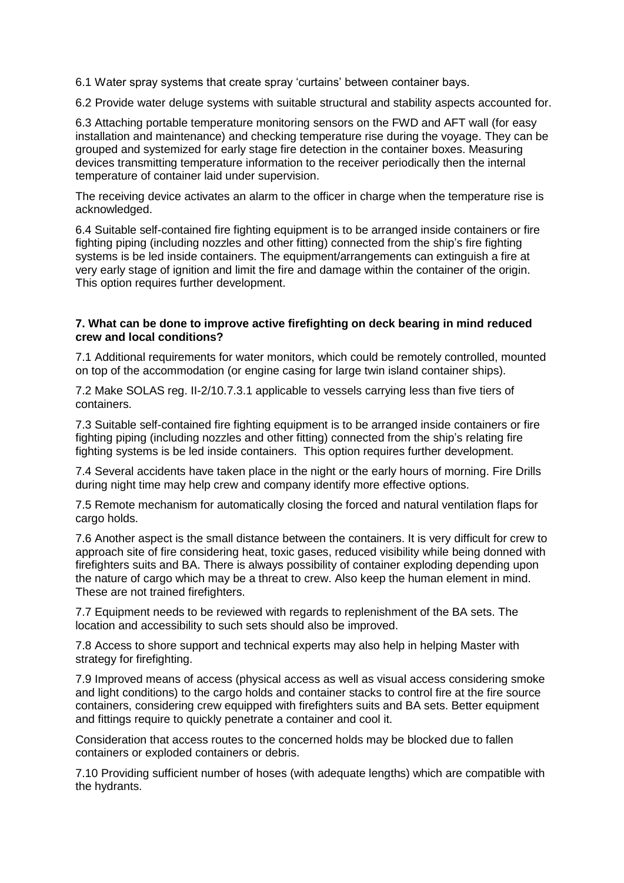6.1 Water spray systems that create spray 'curtains' between container bays.

6.2 Provide water deluge systems with suitable structural and stability aspects accounted for.

6.3 Attaching portable temperature monitoring sensors on the FWD and AFT wall (for easy installation and maintenance) and checking temperature rise during the voyage. They can be grouped and systemized for early stage fire detection in the container boxes. Measuring devices transmitting temperature information to the receiver periodically then the internal temperature of container laid under supervision.

The receiving device activates an alarm to the officer in charge when the temperature rise is acknowledged.

6.4 Suitable self-contained fire fighting equipment is to be arranged inside containers or fire fighting piping (including nozzles and other fitting) connected from the ship's fire fighting systems is be led inside containers. The equipment/arrangements can extinguish a fire at very early stage of ignition and limit the fire and damage within the container of the origin. This option requires further development.

**7. What can be done to improve active firefighting on deck bearing in mind reduced crew and local conditions?**

7.1 Additional requirements for water monitors, which could be remotely controlled, mounted on top of the accommodation (or engine casing for large twin island container ships).

7.2 Make SOLAS reg. II-2/10.7.3.1 applicable to vessels carrying less than five tiers of containers.

7.3 Suitable self-contained fire fighting equipment is to be arranged inside containers or fire fighting piping (including nozzles and other fitting) connected from the ship's relating fire fighting systems is be led inside containers. This option requires further development.

7.4 Several accidents have taken place in the night or the early hours of morning. Fire Drills during night time may help crew and company identify more effective options.

7.5 Remote mechanism for automatically closing the forced and natural ventilation flaps for cargo holds.

7.6 Another aspect is the small distance between the containers. It is very difficult for crew to approach site of fire considering heat, toxic gases, reduced visibility while being donned with firefighters suits and BA. There is always possibility of container exploding depending upon the nature of cargo which may be a threat to crew. Also keep the human element in mind. These are not trained firefighters.

7.7 Equipment needs to be reviewed with regards to replenishment of the BA sets. The location and accessibility to such sets should also be improved.

7.8 Access to shore support and technical experts may also help in helping Master with strategy for firefighting.

7.9 Improved means of access (physical access as well as visual access considering smoke and light conditions) to the cargo holds and container stacks to control fire at the fire source containers, considering crew equipped with firefighters suits and BA sets. Better equipment and fittings require to quickly penetrate a container and cool it.

Consideration that access routes to the concerned holds may be blocked due to fallen containers or exploded containers or debris.

7.10 Providing sufficient number of hoses (with adequate lengths) which are compatible with the hydrants.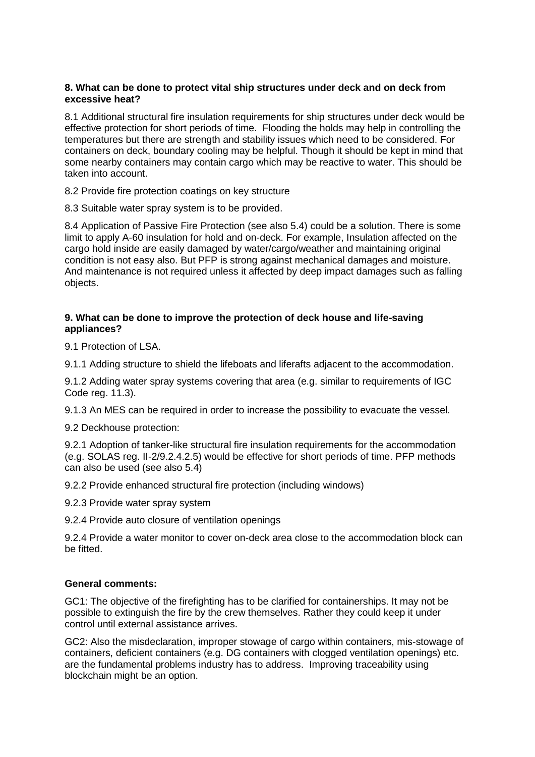**8. What can be done to protect vital ship structures under deck and on deck from excessive heat?**

8.1 Additional structural fire insulation requirements for ship structures under deck would be effective protection for short periods of time. Flooding the holds may help in controlling the temperatures but there are strength and stability issues which need to be considered. For containers on deck, boundary cooling may be helpful. Though it should be kept in mind that some nearby containers may contain cargo which may be reactive to water. This should be taken into account.

8.2 Provide fire protection coatings on key structure

8.3 Suitable water spray system is to be provided.

8.4 Application of Passive Fire Protection (see also 5.4) could be a solution. There is some limit to apply A-60 insulation for hold and on-deck. For example, Insulation affected on the cargo hold inside are easily damaged by water/cargo/weather and maintaining original condition is not easy also. But PFP is strong against mechanical damages and moisture. And maintenance is not required unless it affected by deep impact damages such as falling objects.

**9. What can be done to improve the protection of deck house and life-saving appliances?**

9.1 Protection of LSA.

9.1.1 Adding structure to shield the lifeboats and liferafts adjacent to the accommodation.

9.1.2 Adding water spray systems covering that area (e.g. similar to requirements of IGC Code reg. 11.3).

9.1.3 An MES can be required in order to increase the possibility to evacuate the vessel.

9.2 Deckhouse protection:

9.2.1 Adoption of tanker-like structural fire insulation requirements for the accommodation (e.g. SOLAS reg. II-2/9.2.4.2.5) would be effective for short periods of time. PFP methods can also be used (see also 5.4)

9.2.2 Provide enhanced structural fire protection (including windows)

9.2.3 Provide water spray system

9.2.4 Provide auto closure of ventilation openings

9.2.4 Provide a water monitor to cover on-deck area close to the accommodation block can be fitted.

**General comments:**

GC1: The objective of the firefighting has to be clarified for containerships. It may not be possible to extinguish the fire by the crew themselves. Rather they could keep it under control until external assistance arrives.

GC2: Also the misdeclaration, improper stowage of cargo within containers, mis-stowage of containers, deficient containers (e.g. DG containers with clogged ventilation openings) etc. are the fundamental problems industry has to address. Improving traceability using blockchain might be an option.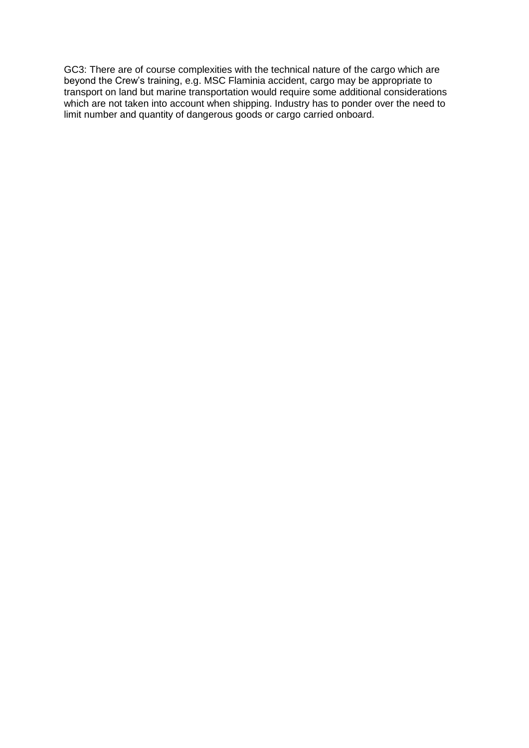GC3: There are of course complexities with the technical nature of the cargo which are beyond the Crew's training, e.g. MSC Flaminia accident, cargo may be appropriate to transport on land but marine transportation would require some additional considerations which are not taken into account when shipping. Industry has to ponder over the need to limit number and quantity of dangerous goods or cargo carried onboard.